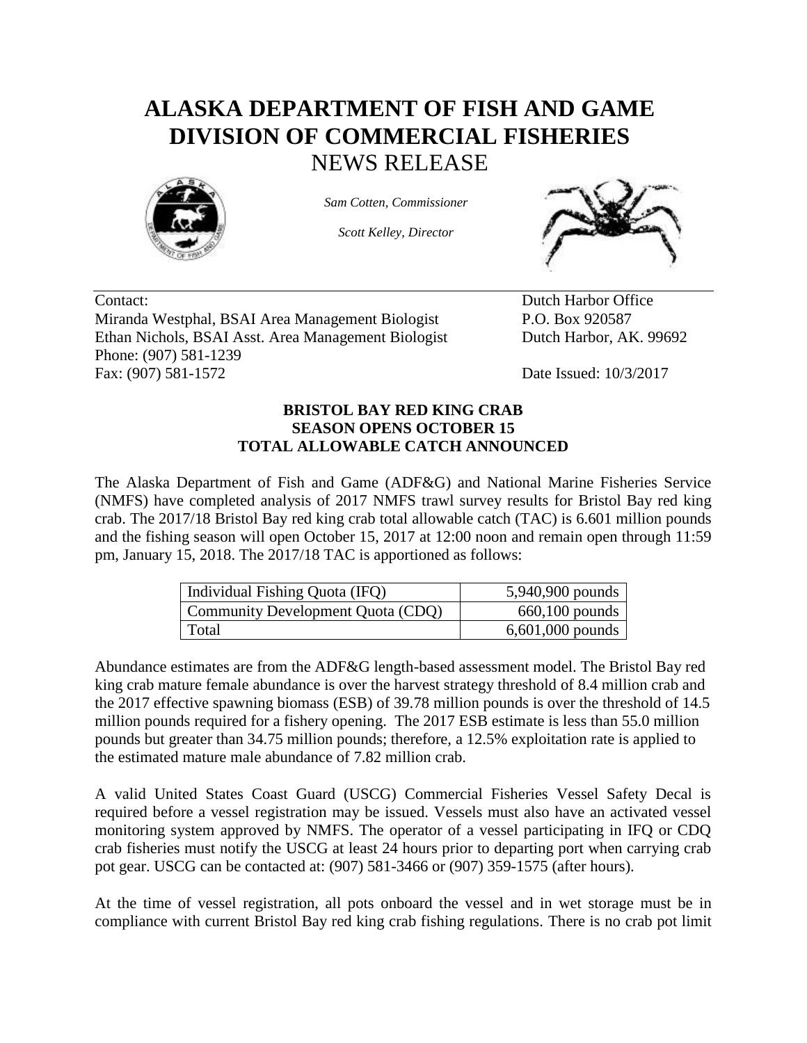# ALASKA DEPARTMENT OF FISH AND GAME
# DIVISION OF COMMERCIAL FISHERIES
## NEWS RELEASE

*Sam Cotten, Commissioner*

*Scott Kelley, Director*

Contact:
Miranda Westphal, BSAI Area Management Biologist
Ethan Nichols, BSAI Asst. Area Management Biologist
Phone: (907) 581-1239
Fax: (907) 581-1572

Dutch Harbor Office
P.O. Box 920587
Dutch Harbor, AK. 99692

Date Issued: 10/3/2017

**BRISTOL BAY RED KING CRAB**
**SEASON OPENS OCTOBER 15**
**TOTAL ALLOWABLE CATCH ANNOUNCED**

The Alaska Department of Fish and Game (ADF&G) and National Marine Fisheries Service (NMFS) have completed analysis of 2017 NMFS trawl survey results for Bristol Bay red king crab. The 2017/18 Bristol Bay red king crab total allowable catch (TAC) is 6.601 million pounds and the fishing season will open October 15, 2017 at 12:00 noon and remain open through 11:59 pm, January 15, 2018. The 2017/18 TAC is apportioned as follows:

| | |
|---|---|
| Individual Fishing Quota (IFQ) | 5,940,900 pounds |
| Community Development Quota (CDQ) | 660,100 pounds |
| Total | 6,601,000 pounds |

Abundance estimates are from the ADF&G length-based assessment model. The Bristol Bay red king crab mature female abundance is over the harvest strategy threshold of 8.4 million crab and the 2017 effective spawning biomass (ESB) of 39.78 million pounds is over the threshold of 14.5 million pounds required for a fishery opening. The 2017 ESB estimate is less than 55.0 million pounds but greater than 34.75 million pounds; therefore, a 12.5% exploitation rate is applied to the estimated mature male abundance of 7.82 million crab.

A valid United States Coast Guard (USCG) Commercial Fisheries Vessel Safety Decal is required before a vessel registration may be issued. Vessels must also have an activated vessel monitoring system approved by NMFS. The operator of a vessel participating in IFQ or CDQ crab fisheries must notify the USCG at least 24 hours prior to departing port when carrying crab pot gear. USCG can be contacted at: (907) 581-3466 or (907) 359-1575 (after hours).

At the time of vessel registration, all pots onboard the vessel and in wet storage must be in compliance with current Bristol Bay red king crab fishing regulations. There is no crab pot limit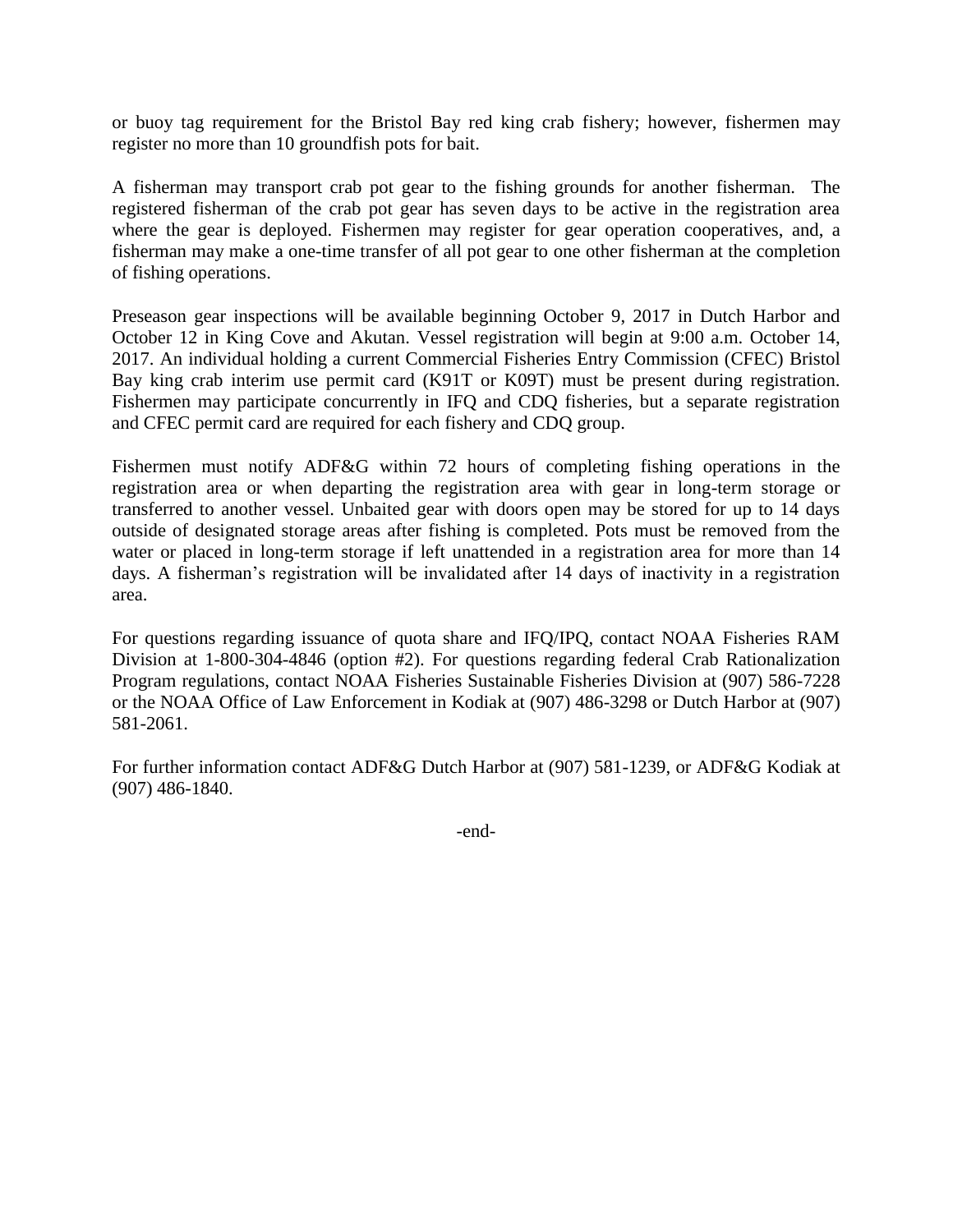or buoy tag requirement for the Bristol Bay red king crab fishery; however, fishermen may register no more than 10 groundfish pots for bait.

A fisherman may transport crab pot gear to the fishing grounds for another fisherman. The registered fisherman of the crab pot gear has seven days to be active in the registration area where the gear is deployed. Fishermen may register for gear operation cooperatives, and, a fisherman may make a one-time transfer of all pot gear to one other fisherman at the completion of fishing operations.

Preseason gear inspections will be available beginning October 9, 2017 in Dutch Harbor and October 12 in King Cove and Akutan. Vessel registration will begin at 9:00 a.m. October 14, 2017. An individual holding a current Commercial Fisheries Entry Commission (CFEC) Bristol Bay king crab interim use permit card (K91T or K09T) must be present during registration. Fishermen may participate concurrently in IFQ and CDQ fisheries, but a separate registration and CFEC permit card are required for each fishery and CDQ group.

Fishermen must notify ADF&G within 72 hours of completing fishing operations in the registration area or when departing the registration area with gear in long-term storage or transferred to another vessel. Unbaited gear with doors open may be stored for up to 14 days outside of designated storage areas after fishing is completed. Pots must be removed from the water or placed in long-term storage if left unattended in a registration area for more than 14 days. A fisherman's registration will be invalidated after 14 days of inactivity in a registration area.

For questions regarding issuance of quota share and IFQ/IPQ, contact NOAA Fisheries RAM Division at 1-800-304-4846 (option #2). For questions regarding federal Crab Rationalization Program regulations, contact NOAA Fisheries Sustainable Fisheries Division at (907) 586-7228 or the NOAA Office of Law Enforcement in Kodiak at (907) 486-3298 or Dutch Harbor at (907) 581-2061.

For further information contact ADF&G Dutch Harbor at (907) 581-1239, or ADF&G Kodiak at (907) 486-1840.

-end-